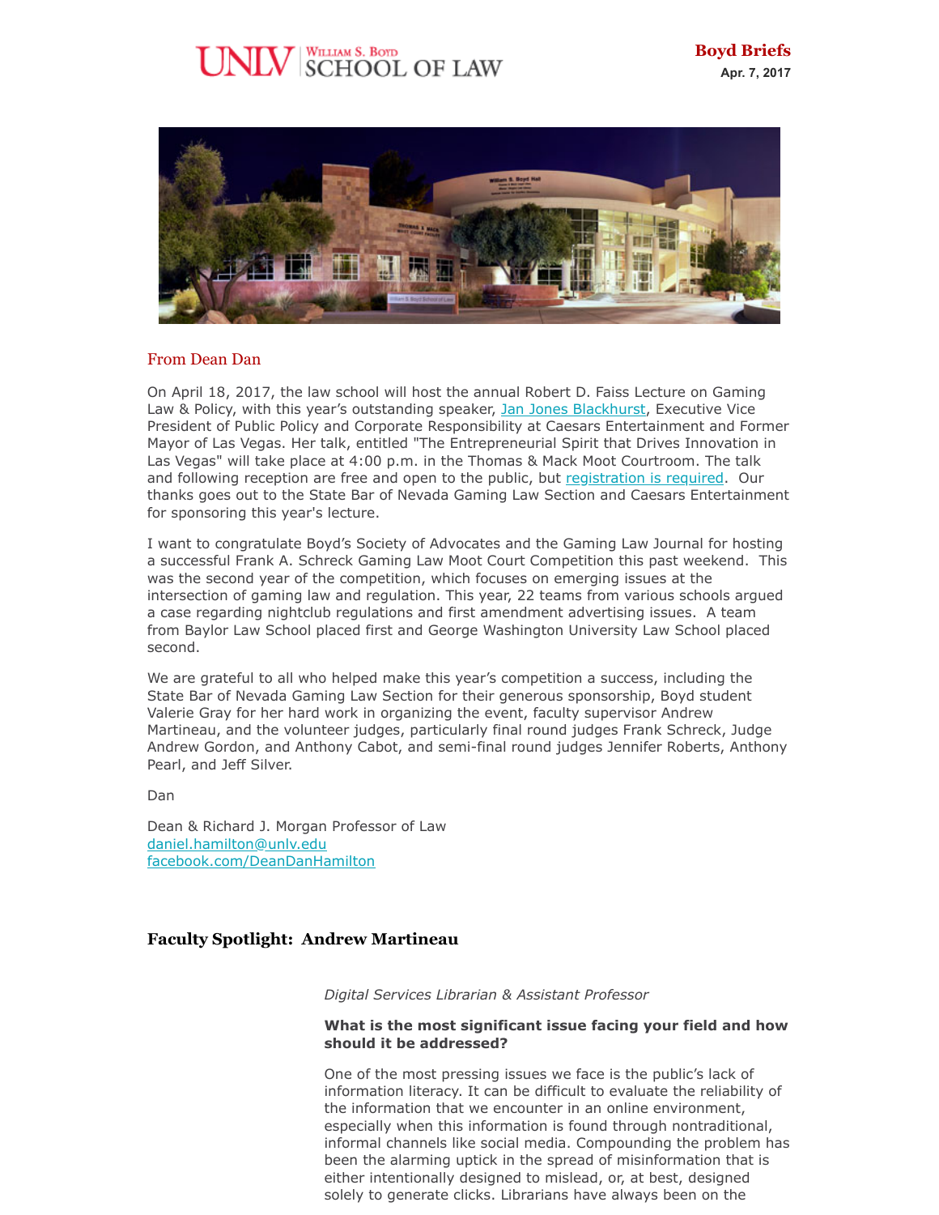UNLV William S. Boyd School of Law

**Boyd Briefs**
**Apr. 7, 2017**

## From Dean Dan

On April 18, 2017, the law school will host the annual Robert D. Faiss Lecture on Gaming Law & Policy, with this year's outstanding speaker, Jan Jones Blackhurst, Executive Vice President of Public Policy and Corporate Responsibility at Caesars Entertainment and Former Mayor of Las Vegas. Her talk, entitled "The Entrepreneurial Spirit that Drives Innovation in Las Vegas" will take place at 4:00 p.m. in the Thomas & Mack Moot Courtroom. The talk and following reception are free and open to the public, but registration is required. Our thanks goes out to the State Bar of Nevada Gaming Law Section and Caesars Entertainment for sponsoring this year's lecture.

I want to congratulate Boyd's Society of Advocates and the Gaming Law Journal for hosting a successful Frank A. Schreck Gaming Law Moot Court Competition this past weekend. This was the second year of the competition, which focuses on emerging issues at the intersection of gaming law and regulation. This year, 22 teams from various schools argued a case regarding nightclub regulations and first amendment advertising issues. A team from Baylor Law School placed first and George Washington University Law School placed second.

We are grateful to all who helped make this year's competition a success, including the State Bar of Nevada Gaming Law Section for their generous sponsorship, Boyd student Valerie Gray for her hard work in organizing the event, faculty supervisor Andrew Martineau, and the volunteer judges, particularly final round judges Frank Schreck, Judge Andrew Gordon, and Anthony Cabot, and semi-final round judges Jennifer Roberts, Anthony Pearl, and Jeff Silver.

Dan

Dean & Richard J. Morgan Professor of Law
daniel.hamilton@unlv.edu
facebook.com/DeanDanHamilton

## Faculty Spotlight: Andrew Martineau

*Digital Services Librarian & Assistant Professor*

**What is the most significant issue facing your field and how should it be addressed?**

One of the most pressing issues we face is the public's lack of information literacy. It can be difficult to evaluate the reliability of the information that we encounter in an online environment, especially when this information is found through nontraditional, informal channels like social media. Compounding the problem has been the alarming uptick in the spread of misinformation that is either intentionally designed to mislead, or, at best, designed solely to generate clicks. Librarians have always been on the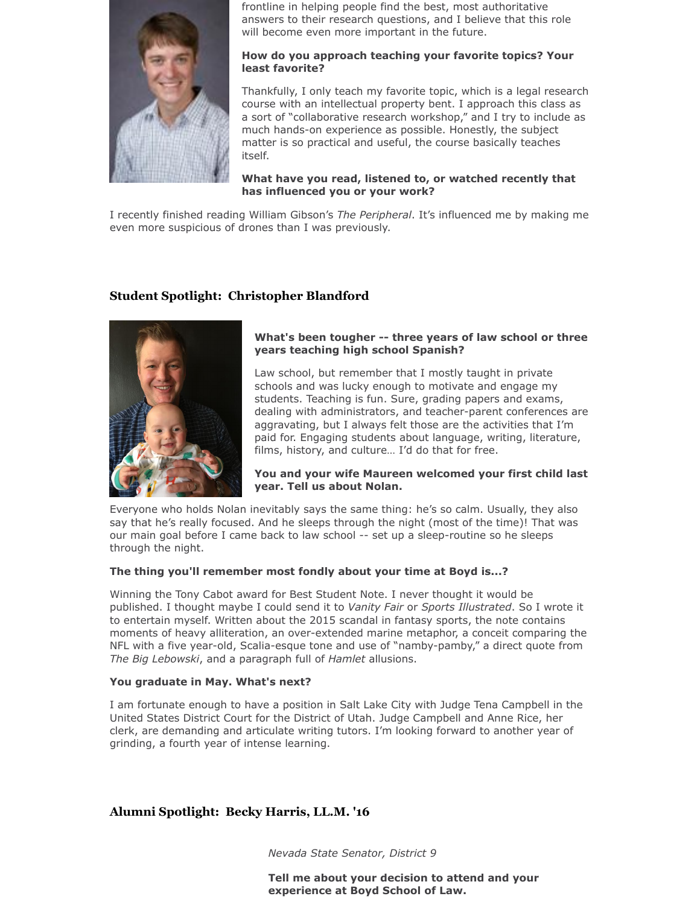frontline in helping people find the best, most authoritative answers to their research questions, and I believe that this role will become even more important in the future.

**How do you approach teaching your favorite topics? Your least favorite?**

Thankfully, I only teach my favorite topic, which is a legal research course with an intellectual property bent. I approach this class as a sort of "collaborative research workshop," and I try to include as much hands-on experience as possible. Honestly, the subject matter is so practical and useful, the course basically teaches itself.

**What have you read, listened to, or watched recently that has influenced you or your work?**

I recently finished reading William Gibson's *The Peripheral*. It's influenced me by making me even more suspicious of drones than I was previously.

## Student Spotlight: Christopher Blandford

**What's been tougher -- three years of law school or three years teaching high school Spanish?**

Law school, but remember that I mostly taught in private schools and was lucky enough to motivate and engage my students. Teaching is fun. Sure, grading papers and exams, dealing with administrators, and teacher-parent conferences are aggravating, but I always felt those are the activities that I'm paid for. Engaging students about language, writing, literature, films, history, and culture… I'd do that for free.

**You and your wife Maureen welcomed your first child last year. Tell us about Nolan.**

Everyone who holds Nolan inevitably says the same thing: he's so calm. Usually, they also say that he's really focused. And he sleeps through the night (most of the time)! That was our main goal before I came back to law school -- set up a sleep-routine so he sleeps through the night.

**The thing you'll remember most fondly about your time at Boyd is...?**

Winning the Tony Cabot award for Best Student Note. I never thought it would be published. I thought maybe I could send it to *Vanity Fair* or *Sports Illustrated*. So I wrote it to entertain myself. Written about the 2015 scandal in fantasy sports, the note contains moments of heavy alliteration, an over-extended marine metaphor, a conceit comparing the NFL with a five year-old, Scalia-esque tone and use of "namby-pamby," a direct quote from *The Big Lebowski*, and a paragraph full of *Hamlet* allusions.

**You graduate in May. What's next?**

I am fortunate enough to have a position in Salt Lake City with Judge Tena Campbell in the United States District Court for the District of Utah. Judge Campbell and Anne Rice, her clerk, are demanding and articulate writing tutors. I'm looking forward to another year of grinding, a fourth year of intense learning.

## Alumni Spotlight: Becky Harris, LL.M. '16

*Nevada State Senator, District 9*

**Tell me about your decision to attend and your experience at Boyd School of Law.**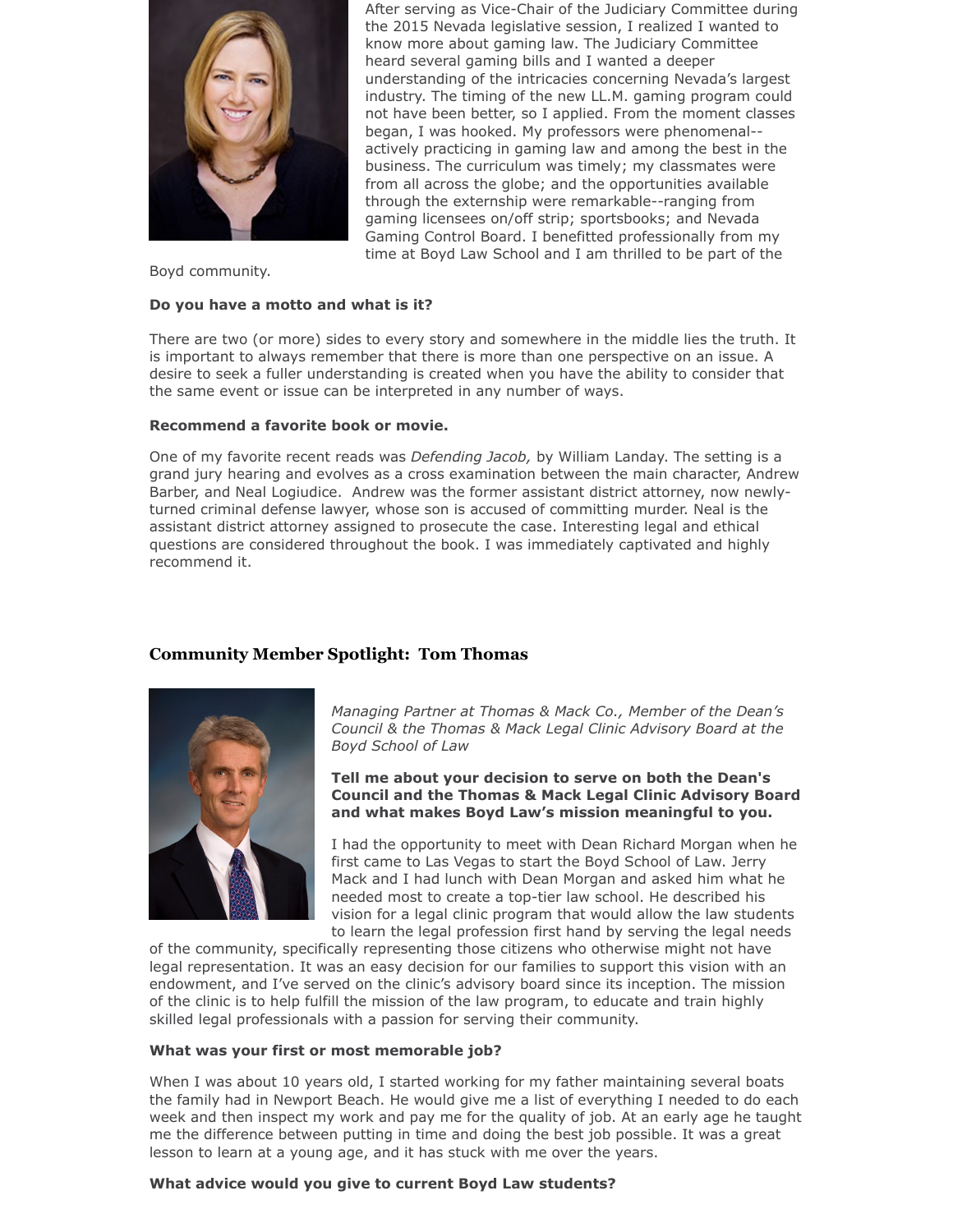After serving as Vice-Chair of the Judiciary Committee during the 2015 Nevada legislative session, I realized I wanted to know more about gaming law. The Judiciary Committee heard several gaming bills and I wanted a deeper understanding of the intricacies concerning Nevada's largest industry. The timing of the new LL.M. gaming program could not have been better, so I applied. From the moment classes began, I was hooked. My professors were phenomenal--actively practicing in gaming law and among the best in the business. The curriculum was timely; my classmates were from all across the globe; and the opportunities available through the externship were remarkable--ranging from gaming licensees on/off strip; sportsbooks; and Nevada Gaming Control Board. I benefitted professionally from my time at Boyd Law School and I am thrilled to be part of the Boyd community.

**Do you have a motto and what is it?**

There are two (or more) sides to every story and somewhere in the middle lies the truth. It is important to always remember that there is more than one perspective on an issue. A desire to seek a fuller understanding is created when you have the ability to consider that the same event or issue can be interpreted in any number of ways.

**Recommend a favorite book or movie.**

One of my favorite recent reads was *Defending Jacob,* by William Landay. The setting is a grand jury hearing and evolves as a cross examination between the main character, Andrew Barber, and Neal Logiudice. Andrew was the former assistant district attorney, now newly-turned criminal defense lawyer, whose son is accused of committing murder. Neal is the assistant district attorney assigned to prosecute the case. Interesting legal and ethical questions are considered throughout the book. I was immediately captivated and highly recommend it.

## Community Member Spotlight: Tom Thomas

*Managing Partner at Thomas & Mack Co., Member of the Dean's Council & the Thomas & Mack Legal Clinic Advisory Board at the Boyd School of Law*

**Tell me about your decision to serve on both the Dean's Council and the Thomas & Mack Legal Clinic Advisory Board and what makes Boyd Law's mission meaningful to you.**

I had the opportunity to meet with Dean Richard Morgan when he first came to Las Vegas to start the Boyd School of Law. Jerry Mack and I had lunch with Dean Morgan and asked him what he needed most to create a top-tier law school. He described his vision for a legal clinic program that would allow the law students to learn the legal profession first hand by serving the legal needs of the community, specifically representing those citizens who otherwise might not have legal representation. It was an easy decision for our families to support this vision with an endowment, and I've served on the clinic's advisory board since its inception. The mission of the clinic is to help fulfill the mission of the law program, to educate and train highly skilled legal professionals with a passion for serving their community.

**What was your first or most memorable job?**

When I was about 10 years old, I started working for my father maintaining several boats the family had in Newport Beach. He would give me a list of everything I needed to do each week and then inspect my work and pay me for the quality of job. At an early age he taught me the difference between putting in time and doing the best job possible. It was a great lesson to learn at a young age, and it has stuck with me over the years.

**What advice would you give to current Boyd Law students?**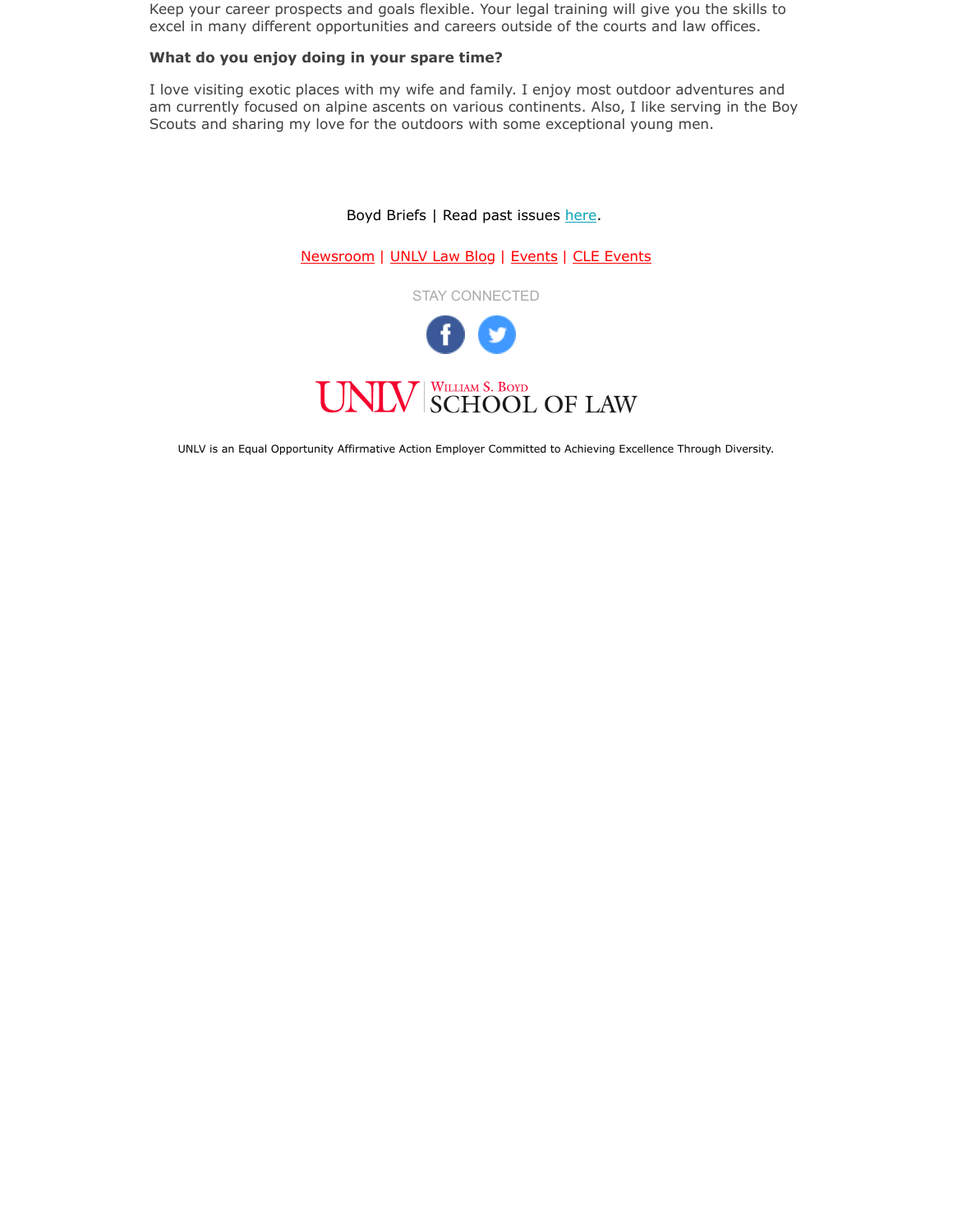Keep your career prospects and goals flexible. Your legal training will give you the skills to excel in many different opportunities and careers outside of the courts and law offices.

**What do you enjoy doing in your spare time?**

I love visiting exotic places with my wife and family. I enjoy most outdoor adventures and am currently focused on alpine ascents on various continents. Also, I like serving in the Boy Scouts and sharing my love for the outdoors with some exceptional young men.

Boyd Briefs | Read past issues here.

Newsroom | UNLV Law Blog | Events | CLE Events

STAY CONNECTED

UNLV William S. Boyd School of Law

UNLV is an Equal Opportunity Affirmative Action Employer Committed to Achieving Excellence Through Diversity.